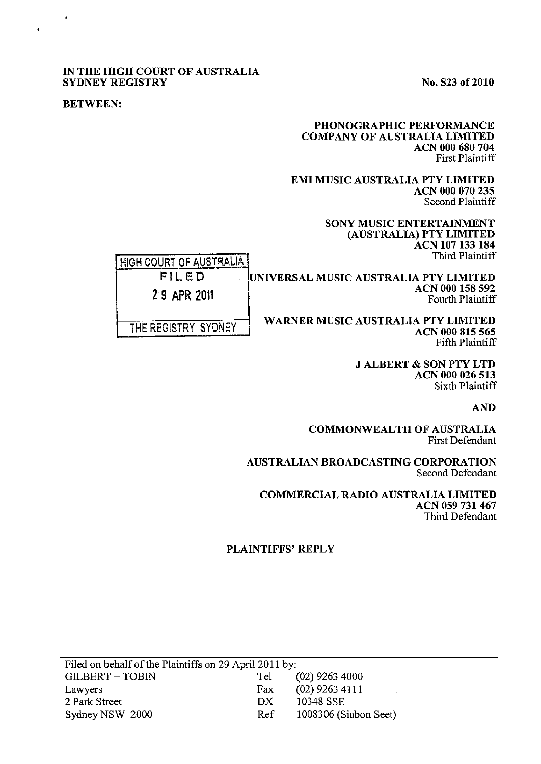**IN THE HIGH COURT OF AUSTRALIA**
**SYDNEY REGISTRY**

**No. S23 of 2010**

**BETWEEN:**

**PHONOGRAPHIC PERFORMANCE COMPANY OF AUSTRALIA LIMITED**
**ACN 000 680 704**
First Plaintiff

**EMI MUSIC AUSTRALIA PTY LIMITED**
**ACN 000 070 235**
Second Plaintiff

**SONY MUSIC ENTERTAINMENT (AUSTRALIA) PTY LIMITED**
**ACN 107 133 184**
Third Plaintiff

HIGH COURT OF AUSTRALIA
FILED
29 APR 2011
THE REGISTRY SYDNEY

**UNIVERSAL MUSIC AUSTRALIA PTY LIMITED**
**ACN 000 158 592**
Fourth Plaintiff

**WARNER MUSIC AUSTRALIA PTY LIMITED**
**ACN 000 815 565**
Fifth Plaintiff

**J ALBERT & SON PTY LTD**
**ACN 000 026 513**
Sixth Plaintiff

**AND**

**COMMONWEALTH OF AUSTRALIA**
First Defendant

**AUSTRALIAN BROADCASTING CORPORATION**
Second Defendant

**COMMERCIAL RADIO AUSTRALIA LIMITED**
**ACN 059 731 467**
Third Defendant

**PLAINTIFFS' REPLY**

| Filed on behalf of the Plaintiffs on 29 April 2011 by: | | |
|---|---|---|
| GILBERT + TOBIN | Tel | (02) 9263 4000 |
| Lawyers | Fax | (02) 9263 4111 |
| 2 Park Street | DX | 10348 SSE |
| Sydney NSW 2000 | Ref | 1008306 (Siabon Seet) |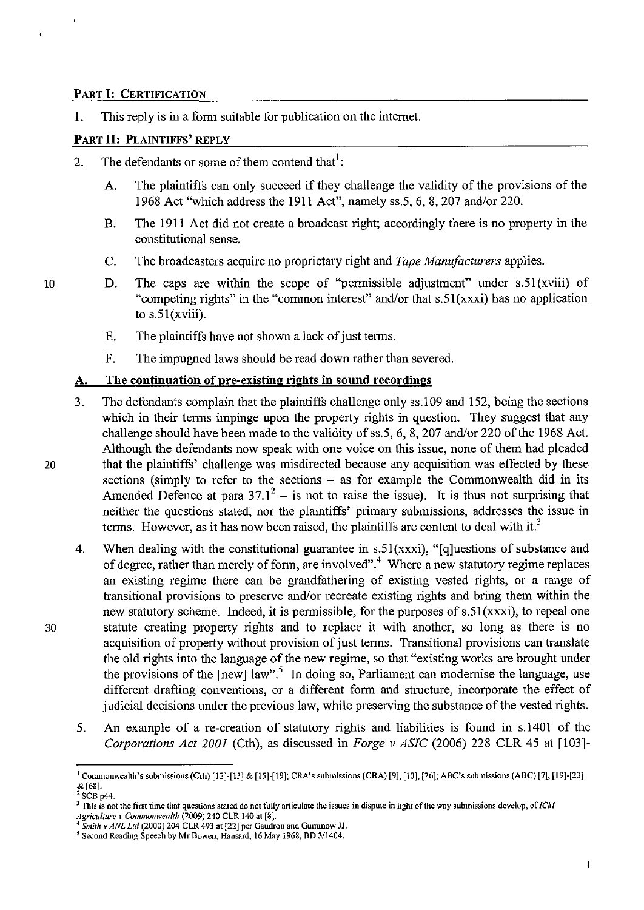## PART I: CERTIFICATION

1. This reply is in a form suitable for publication on the internet.

## PART II: PLAINTIFFS' REPLY

2. The defendants or some of them contend that[1]:

   A. The plaintiffs can only succeed if they challenge the validity of the provisions of the 1968 Act "which address the 1911 Act", namely ss.5, 6, 8, 207 and/or 220.

   B. The 1911 Act did not create a broadcast right; accordingly there is no property in the constitutional sense.

   C. The broadcasters acquire no proprietary right and *Tape Manufacturers* applies.

   D. The caps are within the scope of "permissible adjustment" under s.51(xviii) of "competing rights" in the "common interest" and/or that s.51(xxxi) has no application to s.51(xviii).

   E. The plaintiffs have not shown a lack of just terms.

   F. The impugned laws should be read down rather than severed.

### A. The continuation of pre-existing rights in sound recordings

3. The defendants complain that the plaintiffs challenge only ss.109 and 152, being the sections which in their terms impinge upon the property rights in question. They suggest that any challenge should have been made to the validity of ss.5, 6, 8, 207 and/or 220 of the 1968 Act. Although the defendants now speak with one voice on this issue, none of them had pleaded that the plaintiffs' challenge was misdirected because any acquisition was effected by these sections (simply to refer to the sections – as for example the Commonwealth did in its Amended Defence at para 37.1[2] – is not to raise the issue). It is thus not surprising that neither the questions stated, nor the plaintiffs' primary submissions, addresses the issue in terms. However, as it has now been raised, the plaintiffs are content to deal with it.[3]

4. When dealing with the constitutional guarantee in s.51(xxxi), "[q]uestions of substance and of degree, rather than merely of form, are involved".[4] Where a new statutory regime replaces an existing regime there can be grandfathering of existing vested rights, or a range of transitional provisions to preserve and/or recreate existing rights and bring them within the new statutory scheme. Indeed, it is permissible, for the purposes of s.51(xxxi), to repeal one statute creating property rights and to replace it with another, so long as there is no acquisition of property without provision of just terms. Transitional provisions can translate the old rights into the language of the new regime, so that "existing works are brought under the provisions of the [new] law".[5] In doing so, Parliament can modernise the language, use different drafting conventions, or a different form and structure, incorporate the effect of judicial decisions under the previous law, while preserving the substance of the vested rights.

5. An example of a re-creation of statutory rights and liabilities is found in s.1401 of the *Corporations Act 2001* (Cth), as discussed in *Forge v ASIC* (2006) 228 CLR 45 at [103]-

---

[1] Commonwealth's submissions (Cth) [12]-[13] & [15]-[19]; CRA's submissions (CRA) [9], [10], [26]; ABC's submissions (ABC) [7], [19]-[23] & [68].

[2] SCB p44.

[3] This is not the first time that questions stated do not fully articulate the issues in dispute in light of the way submissions develop, cf *ICM Agriculture v Commonwealth* (2009) 240 CLR 140 at [8].

[4] *Smith v ANL Ltd* (2000) 204 CLR 493 at [22] per Gaudron and Gummow JJ.

[5] Second Reading Speech by Mr Bowen, Hansard, 16 May 1968, BD 3/1404.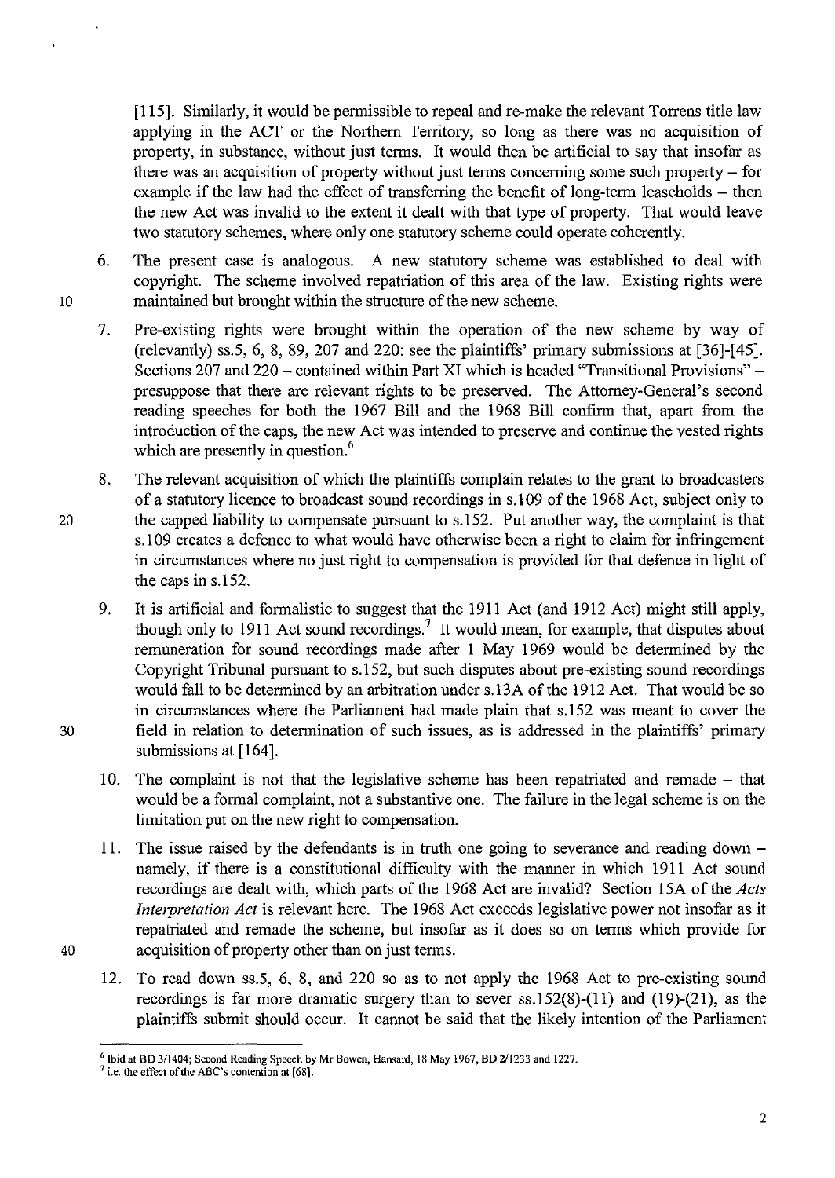[115]. Similarly, it would be permissible to repeal and re-make the relevant Torrens title law applying in the ACT or the Northern Territory, so long as there was no acquisition of property, in substance, without just terms. It would then be artificial to say that insofar as there was an acquisition of property without just terms concerning some such property – for example if the law had the effect of transferring the benefit of long-term leaseholds – then the new Act was invalid to the extent it dealt with that type of property. That would leave two statutory schemes, where only one statutory scheme could operate coherently.

6. The present case is analogous. A new statutory scheme was established to deal with copyright. The scheme involved repatriation of this area of the law. Existing rights were maintained but brought within the structure of the new scheme.

7. Pre-existing rights were brought within the operation of the new scheme by way of (relevantly) ss.5, 6, 8, 89, 207 and 220: see the plaintiffs' primary submissions at [36]-[45]. Sections 207 and 220 – contained within Part XI which is headed "Transitional Provisions" – presuppose that there are relevant rights to be preserved. The Attorney-General's second reading speeches for both the 1967 Bill and the 1968 Bill confirm that, apart from the introduction of the caps, the new Act was intended to preserve and continue the vested rights which are presently in question.[6]

8. The relevant acquisition of which the plaintiffs complain relates to the grant to broadcasters of a statutory licence to broadcast sound recordings in s.109 of the 1968 Act, subject only to the capped liability to compensate pursuant to s.152. Put another way, the complaint is that s.109 creates a defence to what would have otherwise been a right to claim for infringement in circumstances where no just right to compensation is provided for that defence in light of the caps in s.152.

9. It is artificial and formalistic to suggest that the 1911 Act (and 1912 Act) might still apply, though only to 1911 Act sound recordings.[7] It would mean, for example, that disputes about remuneration for sound recordings made after 1 May 1969 would be determined by the Copyright Tribunal pursuant to s.152, but such disputes about pre-existing sound recordings would fall to be determined by an arbitration under s.13A of the 1912 Act. That would be so in circumstances where the Parliament had made plain that s.152 was meant to cover the field in relation to determination of such issues, as is addressed in the plaintiffs' primary submissions at [164].

10. The complaint is not that the legislative scheme has been repatriated and remade – that would be a formal complaint, not a substantive one. The failure in the legal scheme is on the limitation put on the new right to compensation.

11. The issue raised by the defendants is in truth one going to severance and reading down – namely, if there is a constitutional difficulty with the manner in which 1911 Act sound recordings are dealt with, which parts of the 1968 Act are invalid? Section 15A of the *Acts Interpretation Act* is relevant here. The 1968 Act exceeds legislative power not insofar as it repatriated and remade the scheme, but insofar as it does so on terms which provide for acquisition of property other than on just terms.

12. To read down ss.5, 6, 8, and 220 so as to not apply the 1968 Act to pre-existing sound recordings is far more dramatic surgery than to sever ss.152(8)-(11) and (19)-(21), as the plaintiffs submit should occur. It cannot be said that the likely intention of the Parliament

---

[6] Ibid at BD 3/1404; Second Reading Speech by Mr Bowen, Hansard, 18 May 1967, BD 2/1233 and 1227.

[7] i.e. the effect of the ABC's contention at [68].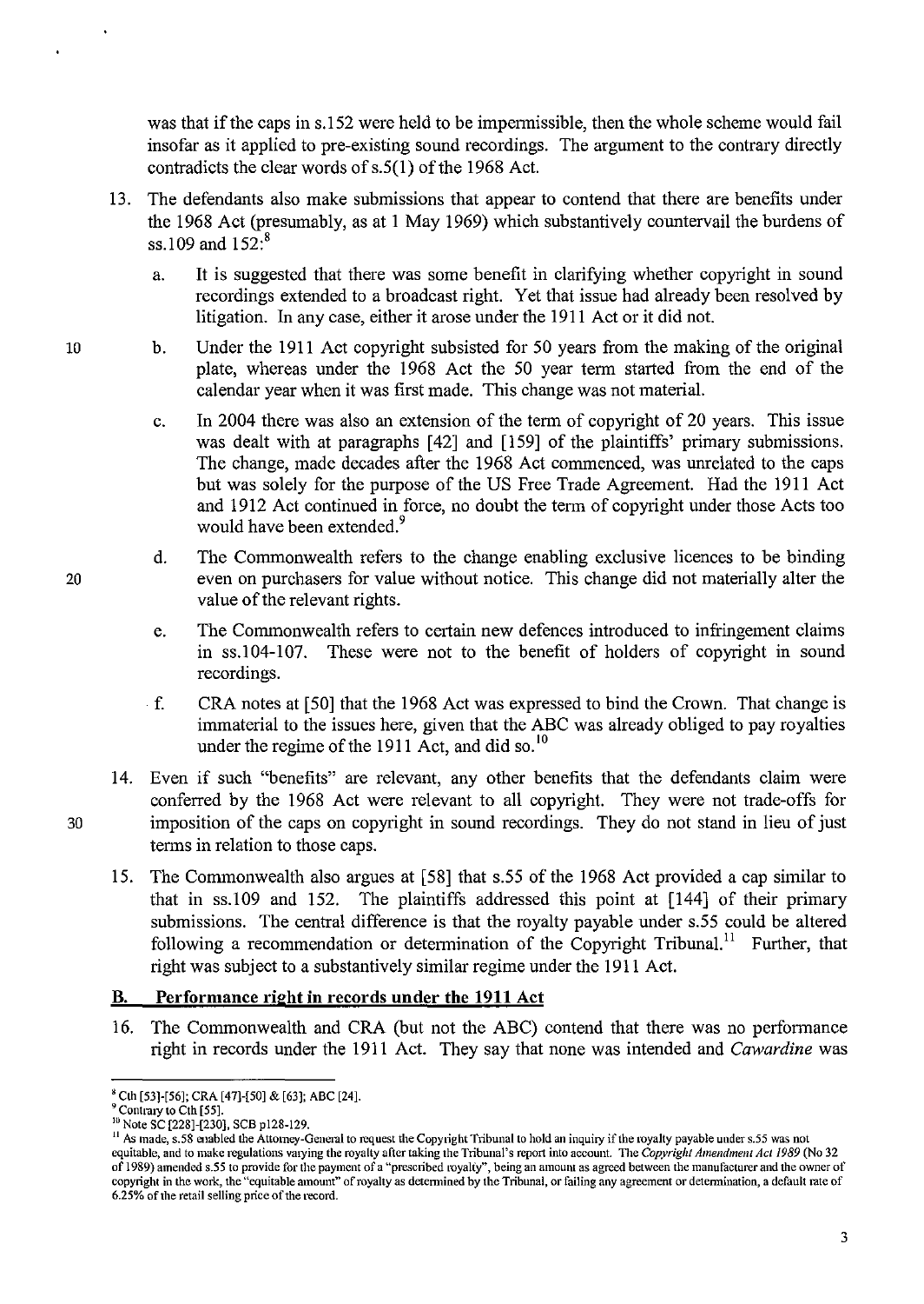was that if the caps in s.152 were held to be impermissible, then the whole scheme would fail insofar as it applied to pre-existing sound recordings. The argument to the contrary directly contradicts the clear words of s.5(1) of the 1968 Act.

13. The defendants also make submissions that appear to contend that there are benefits under the 1968 Act (presumably, as at 1 May 1969) which substantively countervail the burdens of ss.109 and 152:[8]

    a. It is suggested that there was some benefit in clarifying whether copyright in sound recordings extended to a broadcast right. Yet that issue had already been resolved by litigation. In any case, either it arose under the 1911 Act or it did not.

    b. Under the 1911 Act copyright subsisted for 50 years from the making of the original plate, whereas under the 1968 Act the 50 year term started from the end of the calendar year when it was first made. This change was not material.

    c. In 2004 there was also an extension of the term of copyright of 20 years. This issue was dealt with at paragraphs [42] and [159] of the plaintiffs' primary submissions. The change, made decades after the 1968 Act commenced, was unrelated to the caps but was solely for the purpose of the US Free Trade Agreement. Had the 1911 Act and 1912 Act continued in force, no doubt the term of copyright under those Acts too would have been extended.[9]

    d. The Commonwealth refers to the change enabling exclusive licences to be binding even on purchasers for value without notice. This change did not materially alter the value of the relevant rights.

    e. The Commonwealth refers to certain new defences introduced to infringement claims in ss.104-107. These were not to the benefit of holders of copyright in sound recordings.

    f. CRA notes at [50] that the 1968 Act was expressed to bind the Crown. That change is immaterial to the issues here, given that the ABC was already obliged to pay royalties under the regime of the 1911 Act, and did so.[10]

14. Even if such "benefits" are relevant, any other benefits that the defendants claim were conferred by the 1968 Act were relevant to all copyright. They were not trade-offs for imposition of the caps on copyright in sound recordings. They do not stand in lieu of just terms in relation to those caps.

15. The Commonwealth also argues at [58] that s.55 of the 1968 Act provided a cap similar to that in ss.109 and 152. The plaintiffs addressed this point at [144] of their primary submissions. The central difference is that the royalty payable under s.55 could be altered following a recommendation or determination of the Copyright Tribunal.[11] Further, that right was subject to a substantively similar regime under the 1911 Act.

## B. Performance right in records under the 1911 Act

16. The Commonwealth and CRA (but not the ABC) contend that there was no performance right in records under the 1911 Act. They say that none was intended and *Cawardine* was

---

[8] Cth [53]-[56]; CRA [47]-[50] & [63]; ABC [24].

[9] Contrary to Cth [55].

[10] Note SC [228]-[230], SCB p128-129.

[11] As made, s.58 enabled the Attorney-General to request the Copyright Tribunal to hold an inquiry if the royalty payable under s.55 was not equitable, and to make regulations varying the royalty after taking the Tribunal's report into account. The *Copyright Amendment Act 1989* (No 32 of 1989) amended s.55 to provide for the payment of a "prescribed royalty", being an amount as agreed between the manufacturer and the owner of copyright in the work, the "equitable amount" of royalty as determined by the Tribunal, or failing any agreement or determination, a default rate of 6.25% of the retail selling price of the record.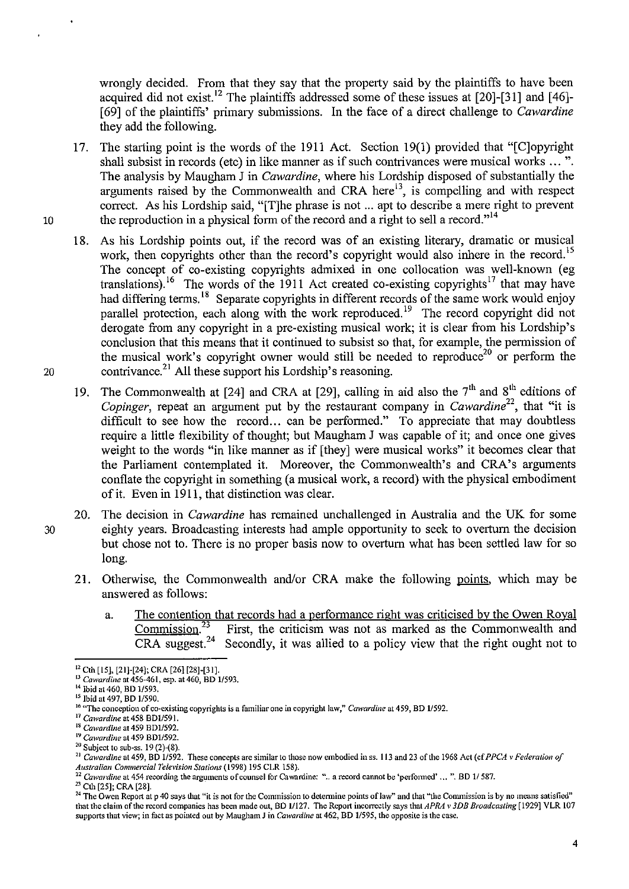wrongly decided. From that they say that the property said by the plaintiffs to have been acquired did not exist.[12] The plaintiffs addressed some of these issues at [20]-[31] and [46]-[69] of the plaintiffs' primary submissions. In the face of a direct challenge to *Cawardine* they add the following.

17. The starting point is the words of the 1911 Act. Section 19(1) provided that "[C]opyright shall subsist in records (etc) in like manner as if such contrivances were musical works ... ". The analysis by Maugham J in *Cawardine*, where his Lordship disposed of substantially the arguments raised by the Commonwealth and CRA here[13], is compelling and with respect correct. As his Lordship said, "[T]he phrase is not ... apt to describe a mere right to prevent the reproduction in a physical form of the record and a right to sell a record."[14]

18. As his Lordship points out, if the record was of an existing literary, dramatic or musical work, then copyrights other than the record's copyright would also inhere in the record.[15] The concept of co-existing copyrights admixed in one collocation was well-known (eg translations).[16] The words of the 1911 Act created co-existing copyrights[17] that may have had differing terms.[18] Separate copyrights in different records of the same work would enjoy parallel protection, each along with the work reproduced.[19] The record copyright did not derogate from any copyright in a pre-existing musical work; it is clear from his Lordship's conclusion that this means that it continued to subsist so that, for example, the permission of the musical work's copyright owner would still be needed to reproduce[20] or perform the contrivance.[21] All these support his Lordship's reasoning.

19. The Commonwealth at [24] and CRA at [29], calling in aid also the 7th and 8th editions of *Copinger*, repeat an argument put by the restaurant company in *Cawardine*[22], that "it is difficult to see how the record... can be performed." To appreciate that may doubtless require a little flexibility of thought; but Maugham J was capable of it; and once one gives weight to the words "in like manner as if [they] were musical works" it becomes clear that the Parliament contemplated it. Moreover, the Commonwealth's and CRA's arguments conflate the copyright in something (a musical work, a record) with the physical embodiment of it. Even in 1911, that distinction was clear.

20. The decision in *Cawardine* has remained unchallenged in Australia and the UK for some eighty years. Broadcasting interests had ample opportunity to seek to overturn the decision but chose not to. There is no proper basis now to overturn what has been settled law for so long.

21. Otherwise, the Commonwealth and/or CRA make the following <u>points</u>, which may be answered as follows:

    a. <u>The contention that records had a performance right was criticised by the Owen Royal Commission.</u>[23] First, the criticism was not as marked as the Commonwealth and CRA suggest.[24] Secondly, it was allied to a policy view that the right ought not to

---

[12] Cth [15], [21]-[24]; CRA [26] [28]-[31].

[13] *Cawardine* at 456-461, esp. at 460, BD 1/593.

[14] Ibid at 460, BD 1/593.

[15] Ibid at 497, BD 1/590.

[16] "The conception of co-existing copyrights is a familiar one in copyright law," *Cawardine* at 459, BD 1/592.

[17] *Cawardine* at 458 BD1/591.

[18] *Cawardine* at 459 BD1/592.

[19] *Cawardine* at 459 BD1/592.

[20] Subject to sub-ss. 19 (2)-(8).

[21] *Cawardine* at 459, BD 1/592. These concepts are similar to those now embodied in ss. 113 and 23 of the 1968 Act (cf *PPCA v Federation of Australian Commercial Television Stations* (1998) 195 CLR 158).

[22] *Cawardine* at 454 recording the arguments of counsel for Cawardine: ".. a record cannot be 'performed' ... ". BD 1/ 587.

[23] Cth [25]; CRA [28].

[24] The Owen Report at p 40 says that "it is not for the Commission to determine points of law" and that "the Commission is by no means satisfied" that the claim of the record companies has been made out, BD 1/127. The Report incorrectly says that *APRA v 3DB Broadcasting* [1929] VLR 107 supports that view; in fact as pointed out by Maugham J in *Cawardine* at 462, BD 1/595, the opposite is the case.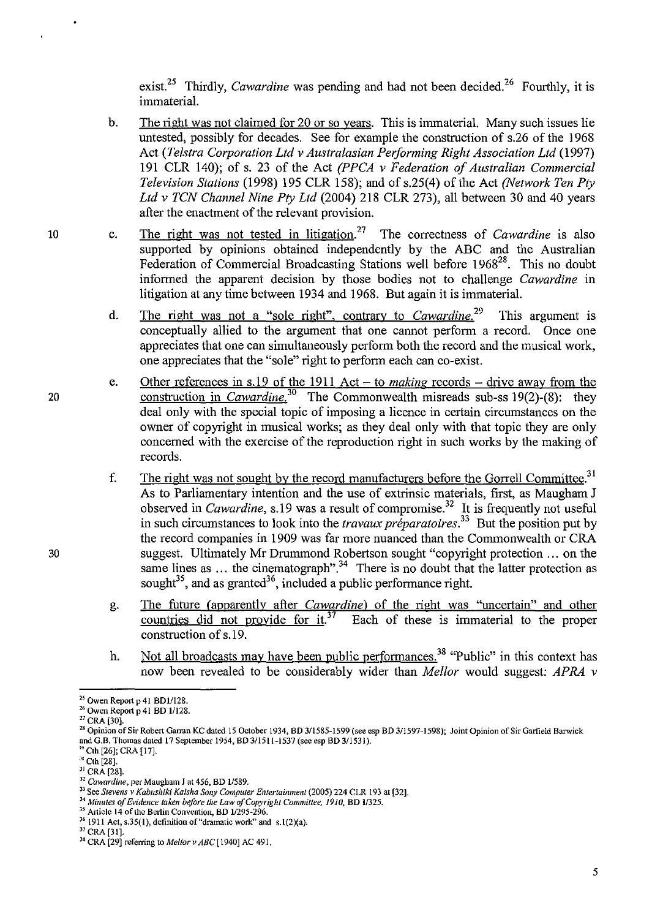exist.[25] Thirdly, *Cawardine* was pending and had not been decided.[26] Fourthly, it is immaterial.

b. The right was not claimed for 20 or so years. This is immaterial. Many such issues lie untested, possibly for decades. See for example the construction of s.26 of the 1968 Act (*Telstra Corporation Ltd v Australasian Performing Right Association Ltd* (1997) 191 CLR 140); of s. 23 of the Act *(PPCA v Federation of Australian Commercial Television Stations* (1998) 195 CLR 158); and of s.25(4) of the Act *(Network Ten Pty Ltd v TCN Channel Nine Pty Ltd* (2004) 218 CLR 273), all between 30 and 40 years after the enactment of the relevant provision.

c. The right was not tested in litigation.[27] The correctness of *Cawardine* is also supported by opinions obtained independently by the ABC and the Australian Federation of Commercial Broadcasting Stations well before 1968[28]. This no doubt informed the apparent decision by those bodies not to challenge *Cawardine* in litigation at any time between 1934 and 1968. But again it is immaterial.

d. The right was not a "sole right", contrary to *Cawardine.*[29] This argument is conceptually allied to the argument that one cannot perform a record. Once one appreciates that one can simultaneously perform both the record and the musical work, one appreciates that the "sole" right to perform each can co-exist.

e. Other references in s.19 of the 1911 Act – to *making* records – drive away from the construction in *Cawardine.*[30] The Commonwealth misreads sub-ss 19(2)-(8): they deal only with the special topic of imposing a licence in certain circumstances on the owner of copyright in musical works; as they deal only with that topic they are only concerned with the exercise of the reproduction right in such works by the making of records.

f. The right was not sought by the record manufacturers before the Gorrell Committee.[31] As to Parliamentary intention and the use of extrinsic materials, first, as Maugham J observed in *Cawardine*, s.19 was a result of compromise.[32] It is frequently not useful in such circumstances to look into the *travaux préparatoires*.[33] But the position put by the record companies in 1909 was far more nuanced than the Commonwealth or CRA suggest. Ultimately Mr Drummond Robertson sought "copyright protection ... on the same lines as ... the cinematograph".[34] There is no doubt that the latter protection as sought[35], and as granted[36], included a public performance right.

g. The future (apparently after *Cawardine*) of the right was "uncertain" and other countries did not provide for it.[37] Each of these is immaterial to the proper construction of s.19.

h. Not all broadcasts may have been public performances.[38] "Public" in this context has now been revealed to be considerably wider than *Mellor* would suggest: *APRA v*

---

[25] Owen Report p 41 BD1/128.
[26] Owen Report p 41 BD 1/128.
[27] CRA [30].
[28] Opinion of Sir Robert Garran KC dated 15 October 1934, BD 3/1585-1599 (see esp BD 3/1597-1598); Joint Opinion of Sir Garfield Barwick and G.B. Thomas dated 17 September 1954, BD 3/1511-1537 (see esp BD 3/1531).
[29] Cth [26]; CRA [17].
[30] Cth [28].
[31] CRA [28].
[32] *Cawardine*, per Maugham J at 456, BD 1/589.
[33] See *Stevens v Kabushiki Kaisha Sony Computer Entertainment* (2005) 224 CLR 193 at [32].
[34] *Minutes of Evidence taken before the Law of Copyright Committee, 1910*, BD 1/325.
[35] Article 14 of the Berlin Convention, BD 1/295-296.
[36] 1911 Act, s.35(1), definition of "dramatic work" and s.1(2)(a).
[37] CRA [31].
[38] CRA [29] referring to *Mellor v ABC* [1940] AC 491.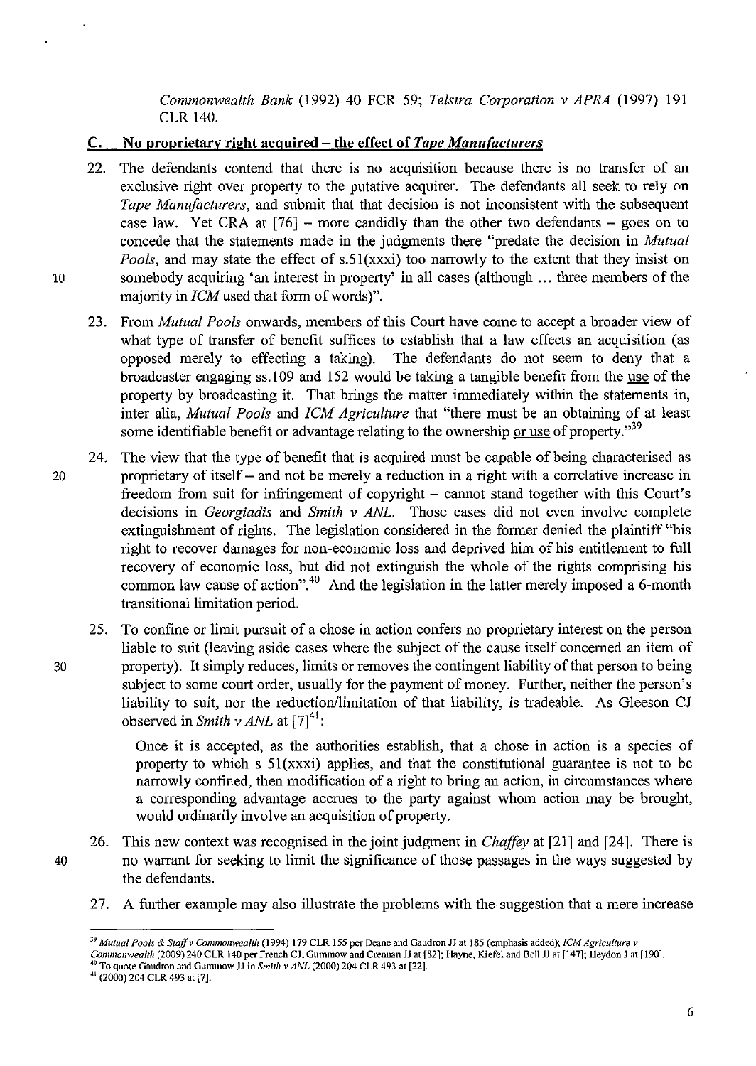*Commonwealth Bank* (1992) 40 FCR 59; *Telstra Corporation v APRA* (1997) 191 CLR 140.

## C. No proprietary right acquired – the effect of *Tape Manufacturers*

22. The defendants contend that there is no acquisition because there is no transfer of an exclusive right over property to the putative acquirer. The defendants all seek to rely on *Tape Manufacturers*, and submit that that decision is not inconsistent with the subsequent case law. Yet CRA at [76] – more candidly than the other two defendants – goes on to concede that the statements made in the judgments there "predate the decision in *Mutual Pools*, and may state the effect of s.51(xxxi) too narrowly to the extent that they insist on somebody acquiring 'an interest in property' in all cases (although ... three members of the majority in *ICM* used that form of words)".

23. From *Mutual Pools* onwards, members of this Court have come to accept a broader view of what type of transfer of benefit suffices to establish that a law effects an acquisition (as opposed merely to effecting a taking). The defendants do not seem to deny that a broadcaster engaging ss.109 and 152 would be taking a tangible benefit from the use of the property by broadcasting it. That brings the matter immediately within the statements in, inter alia, *Mutual Pools* and *ICM Agriculture* that "there must be an obtaining of at least some identifiable benefit or advantage relating to the ownership or use of property."[39]

24. The view that the type of benefit that is acquired must be capable of being characterised as proprietary of itself – and not be merely a reduction in a right with a correlative increase in freedom from suit for infringement of copyright – cannot stand together with this Court's decisions in *Georgiadis* and *Smith v ANL*. Those cases did not even involve complete extinguishment of rights. The legislation considered in the former denied the plaintiff "his right to recover damages for non-economic loss and deprived him of his entitlement to full recovery of economic loss, but did not extinguish the whole of the rights comprising his common law cause of action".[40] And the legislation in the latter merely imposed a 6-month transitional limitation period.

25. To confine or limit pursuit of a chose in action confers no proprietary interest on the person liable to suit (leaving aside cases where the subject of the cause itself concerned an item of property). It simply reduces, limits or removes the contingent liability of that person to being subject to some court order, usually for the payment of money. Further, neither the person's liability to suit, nor the reduction/limitation of that liability, is tradeable. As Gleeson CJ observed in *Smith v ANL* at [7][41]:

> Once it is accepted, as the authorities establish, that a chose in action is a species of property to which s 51(xxxi) applies, and that the constitutional guarantee is not to be narrowly confined, then modification of a right to bring an action, in circumstances where a corresponding advantage accrues to the party against whom action may be brought, would ordinarily involve an acquisition of property.

26. This new context was recognised in the joint judgment in *Chaffey* at [21] and [24]. There is no warrant for seeking to limit the significance of those passages in the ways suggested by the defendants.

27. A further example may also illustrate the problems with the suggestion that a mere increase

---

[39] *Mutual Pools & Staff v Commonwealth* (1994) 179 CLR 155 per Deane and Gaudron JJ at 185 (emphasis added); *ICM Agriculture v Commonwealth* (2009) 240 CLR 140 per French CJ, Gummow and Crennan JJ at [82]; Hayne, Kiefel and Bell JJ at [147]; Heydon J at [190].

[40] To quote Gaudron and Gummow JJ in *Smith v ANL* (2000) 204 CLR 493 at [22].

[41] (2000) 204 CLR 493 at [7].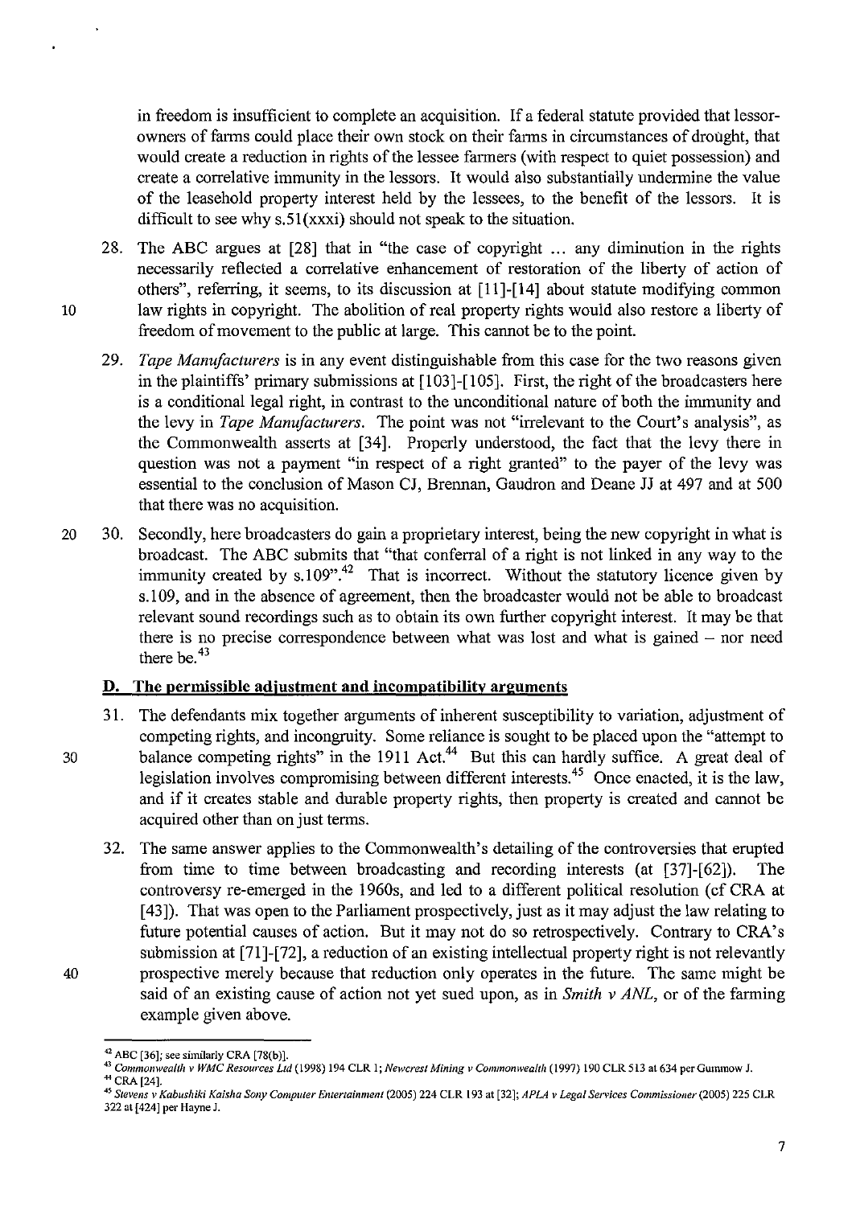in freedom is insufficient to complete an acquisition. If a federal statute provided that lessor-owners of farms could place their own stock on their farms in circumstances of drought, that would create a reduction in rights of the lessee farmers (with respect to quiet possession) and create a correlative immunity in the lessors. It would also substantially undermine the value of the leasehold property interest held by the lessees, to the benefit of the lessors. It is difficult to see why s.51(xxxi) should not speak to the situation.

28. The ABC argues at [28] that in "the case of copyright ... any diminution in the rights necessarily reflected a correlative enhancement of restoration of the liberty of action of others", referring, it seems, to its discussion at [11]-[14] about statute modifying common law rights in copyright. The abolition of real property rights would also restore a liberty of freedom of movement to the public at large. This cannot be to the point.

29. *Tape Manufacturers* is in any event distinguishable from this case for the two reasons given in the plaintiffs' primary submissions at [103]-[105]. First, the right of the broadcasters here is a conditional legal right, in contrast to the unconditional nature of both the immunity and the levy in *Tape Manufacturers*. The point was not "irrelevant to the Court's analysis", as the Commonwealth asserts at [34]. Properly understood, the fact that the levy there in question was not a payment "in respect of a right granted" to the payer of the levy was essential to the conclusion of Mason CJ, Brennan, Gaudron and Deane JJ at 497 and at 500 that there was no acquisition.

30. Secondly, here broadcasters do gain a proprietary interest, being the new copyright in what is broadcast. The ABC submits that "that conferral of a right is not linked in any way to the immunity created by s.109".[42] That is incorrect. Without the statutory licence given by s.109, and in the absence of agreement, then the broadcaster would not be able to broadcast relevant sound recordings such as to obtain its own further copyright interest. It may be that there is no precise correspondence between what was lost and what is gained – nor need there be.[43]

## D. The permissible adjustment and incompatibility arguments

31. The defendants mix together arguments of inherent susceptibility to variation, adjustment of competing rights, and incongruity. Some reliance is sought to be placed upon the "attempt to balance competing rights" in the 1911 Act.[44] But this can hardly suffice. A great deal of legislation involves compromising between different interests.[45] Once enacted, it is the law, and if it creates stable and durable property rights, then property is created and cannot be acquired other than on just terms.

32. The same answer applies to the Commonwealth's detailing of the controversies that erupted from time to time between broadcasting and recording interests (at [37]-[62]). The controversy re-emerged in the 1960s, and led to a different political resolution (cf CRA at [43]). That was open to the Parliament prospectively, just as it may adjust the law relating to future potential causes of action. But it may not do so retrospectively. Contrary to CRA's submission at [71]-[72], a reduction of an existing intellectual property right is not relevantly prospective merely because that reduction only operates in the future. The same might be said of an existing cause of action not yet sued upon, as in *Smith v ANL*, or of the farming example given above.

---

[42] ABC [36]; see similarly CRA [78(b)].

[43] *Commonwealth v WMC Resources Ltd* (1998) 194 CLR 1; *Newcrest Mining v Commonwealth* (1997) 190 CLR 513 at 634 per Gummow J.

[44] CRA [24].

[45] *Stevens v Kabushiki Kaisha Sony Computer Entertainment* (2005) 224 CLR 193 at [32]; *APLA v Legal Services Commissioner* (2005) 225 CLR 322 at [424] per Hayne J.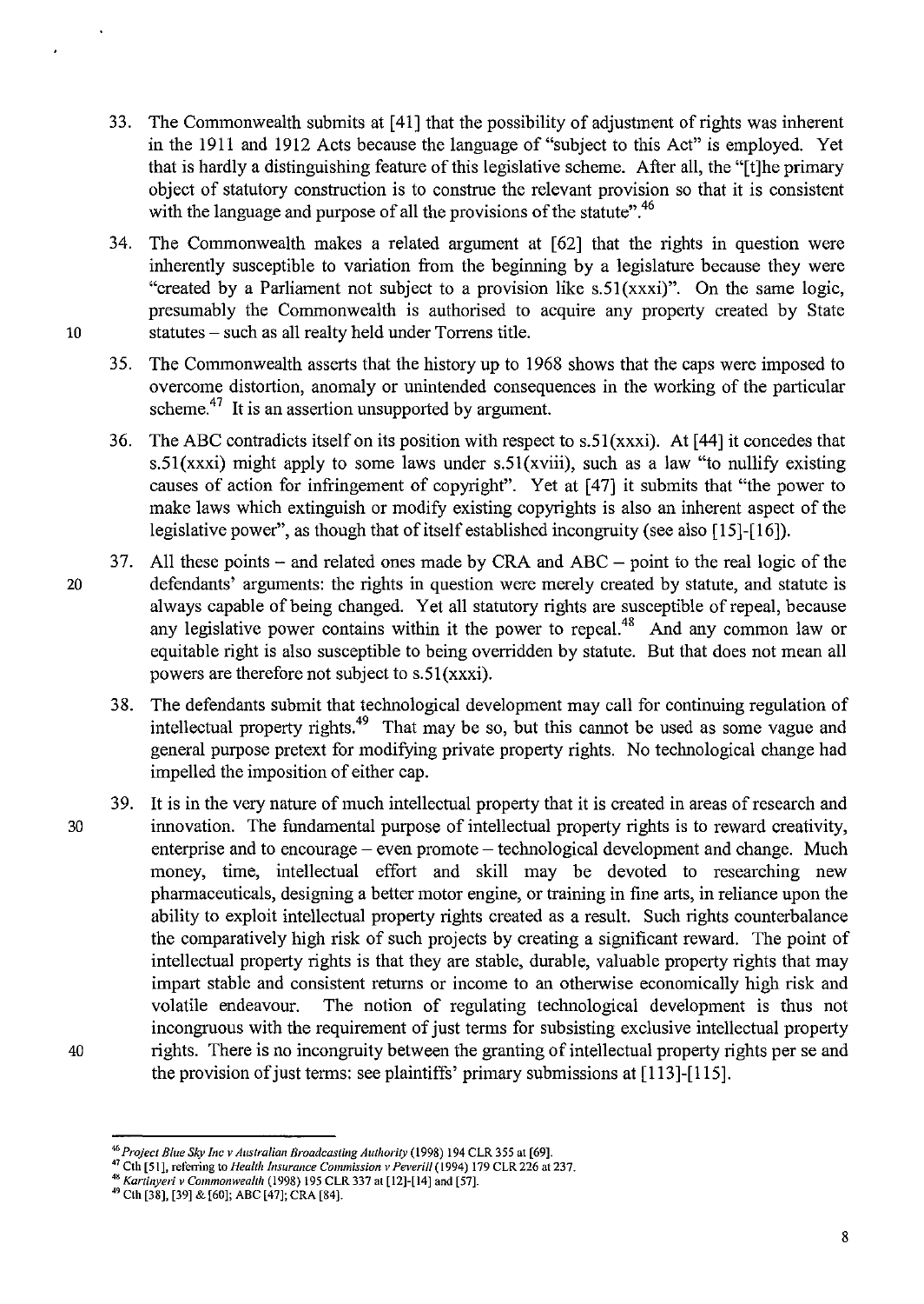33. The Commonwealth submits at [41] that the possibility of adjustment of rights was inherent in the 1911 and 1912 Acts because the language of "subject to this Act" is employed. Yet that is hardly a distinguishing feature of this legislative scheme. After all, the "[t]he primary object of statutory construction is to construe the relevant provision so that it is consistent with the language and purpose of all the provisions of the statute".[46]

34. The Commonwealth makes a related argument at [62] that the rights in question were inherently susceptible to variation from the beginning by a legislature because they were "created by a Parliament not subject to a provision like s.51(xxxi)". On the same logic, presumably the Commonwealth is authorised to acquire any property created by State statutes – such as all realty held under Torrens title.

35. The Commonwealth asserts that the history up to 1968 shows that the caps were imposed to overcome distortion, anomaly or unintended consequences in the working of the particular scheme.[47] It is an assertion unsupported by argument.

36. The ABC contradicts itself on its position with respect to s.51(xxxi). At [44] it concedes that s.51(xxxi) might apply to some laws under s.51(xviii), such as a law "to nullify existing causes of action for infringement of copyright". Yet at [47] it submits that "the power to make laws which extinguish or modify existing copyrights is also an inherent aspect of the legislative power", as though that of itself established incongruity (see also [15]-[16]).

37. All these points – and related ones made by CRA and ABC – point to the real logic of the defendants' arguments: the rights in question were merely created by statute, and statute is always capable of being changed. Yet all statutory rights are susceptible of repeal, because any legislative power contains within it the power to repeal.[48] And any common law or equitable right is also susceptible to being overridden by statute. But that does not mean all powers are therefore not subject to s.51(xxxi).

38. The defendants submit that technological development may call for continuing regulation of intellectual property rights.[49] That may be so, but this cannot be used as some vague and general purpose pretext for modifying private property rights. No technological change had impelled the imposition of either cap.

39. It is in the very nature of much intellectual property that it is created in areas of research and innovation. The fundamental purpose of intellectual property rights is to reward creativity, enterprise and to encourage – even promote – technological development and change. Much money, time, intellectual effort and skill may be devoted to researching new pharmaceuticals, designing a better motor engine, or training in fine arts, in reliance upon the ability to exploit intellectual property rights created as a result. Such rights counterbalance the comparatively high risk of such projects by creating a significant reward. The point of intellectual property rights is that they are stable, durable, valuable property rights that may impart stable and consistent returns or income to an otherwise economically high risk and volatile endeavour. The notion of regulating technological development is thus not incongruous with the requirement of just terms for subsisting exclusive intellectual property rights. There is no incongruity between the granting of intellectual property rights per se and the provision of just terms: see plaintiffs' primary submissions at [113]-[115].

---

[46] *Project Blue Sky Inc v Australian Broadcasting Authority* (1998) 194 CLR 355 at [69].

[47] Cth [51], referring to *Health Insurance Commission v Peverill* (1994) 179 CLR 226 at 237.

[48] *Kartinyeri v Commonwealth* (1998) 195 CLR 337 at [12]-[14] and [57].

[49] Cth [38], [39] & [60]; ABC [47]; CRA [84].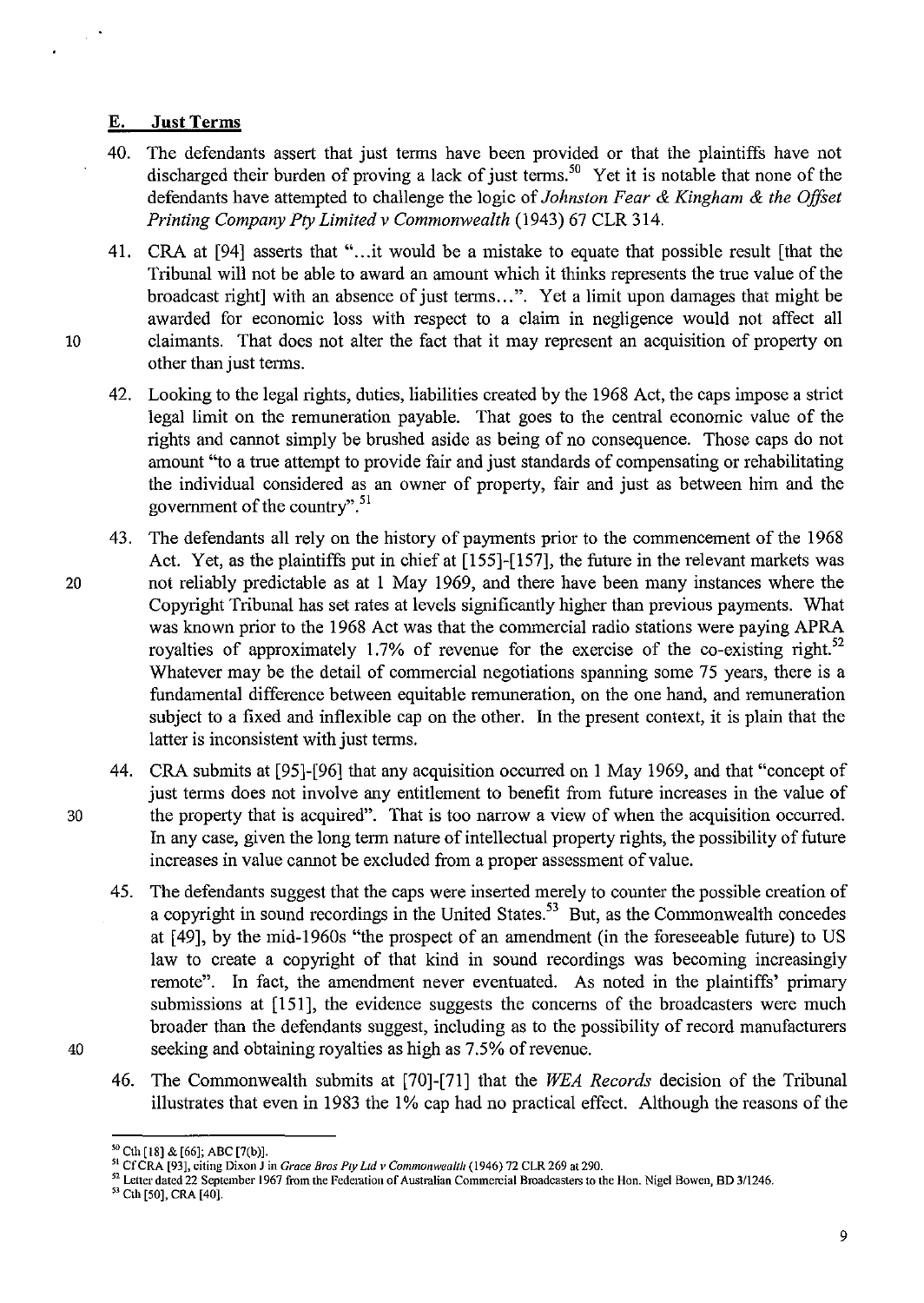## E. Just Terms

40. The defendants assert that just terms have been provided or that the plaintiffs have not discharged their burden of proving a lack of just terms.[50] Yet it is notable that none of the defendants have attempted to challenge the logic of *Johnston Fear & Kingham & the Offset Printing Company Pty Limited v Commonwealth* (1943) 67 CLR 314.

41. CRA at [94] asserts that "...it would be a mistake to equate that possible result [that the Tribunal will not be able to award an amount which it thinks represents the true value of the broadcast right] with an absence of just terms...". Yet a limit upon damages that might be awarded for economic loss with respect to a claim in negligence would not affect all claimants. That does not alter the fact that it may represent an acquisition of property on other than just terms.

42. Looking to the legal rights, duties, liabilities created by the 1968 Act, the caps impose a strict legal limit on the remuneration payable. That goes to the central economic value of the rights and cannot simply be brushed aside as being of no consequence. Those caps do not amount "to a true attempt to provide fair and just standards of compensating or rehabilitating the individual considered as an owner of property, fair and just as between him and the government of the country".[51]

43. The defendants all rely on the history of payments prior to the commencement of the 1968 Act. Yet, as the plaintiffs put in chief at [155]-[157], the future in the relevant markets was not reliably predictable as at 1 May 1969, and there have been many instances where the Copyright Tribunal has set rates at levels significantly higher than previous payments. What was known prior to the 1968 Act was that the commercial radio stations were paying APRA royalties of approximately 1.7% of revenue for the exercise of the co-existing right.[52] Whatever may be the detail of commercial negotiations spanning some 75 years, there is a fundamental difference between equitable remuneration, on the one hand, and remuneration subject to a fixed and inflexible cap on the other. In the present context, it is plain that the latter is inconsistent with just terms.

44. CRA submits at [95]-[96] that any acquisition occurred on 1 May 1969, and that "concept of just terms does not involve any entitlement to benefit from future increases in the value of the property that is acquired". That is too narrow a view of when the acquisition occurred. In any case, given the long term nature of intellectual property rights, the possibility of future increases in value cannot be excluded from a proper assessment of value.

45. The defendants suggest that the caps were inserted merely to counter the possible creation of a copyright in sound recordings in the United States.[53] But, as the Commonwealth concedes at [49], by the mid-1960s "the prospect of an amendment (in the foreseeable future) to US law to create a copyright of that kind in sound recordings was becoming increasingly remote". In fact, the amendment never eventuated. As noted in the plaintiffs' primary submissions at [151], the evidence suggests the concerns of the broadcasters were much broader than the defendants suggest, including as to the possibility of record manufacturers seeking and obtaining royalties as high as 7.5% of revenue.

46. The Commonwealth submits at [70]-[71] that the *WEA Records* decision of the Tribunal illustrates that even in 1983 the 1% cap had no practical effect. Although the reasons of the

---

[50] Cth [18] & [66]; ABC [7(b)].

[51] Cf CRA [93], citing Dixon J in *Grace Bros Pty Ltd v Commonwealth* (1946) 72 CLR 269 at 290.

[52] Letter dated 22 September 1967 from the Federation of Australian Commercial Broadcasters to the Hon. Nigel Bowen, BD 3/1246.

[53] Cth [50], CRA [40].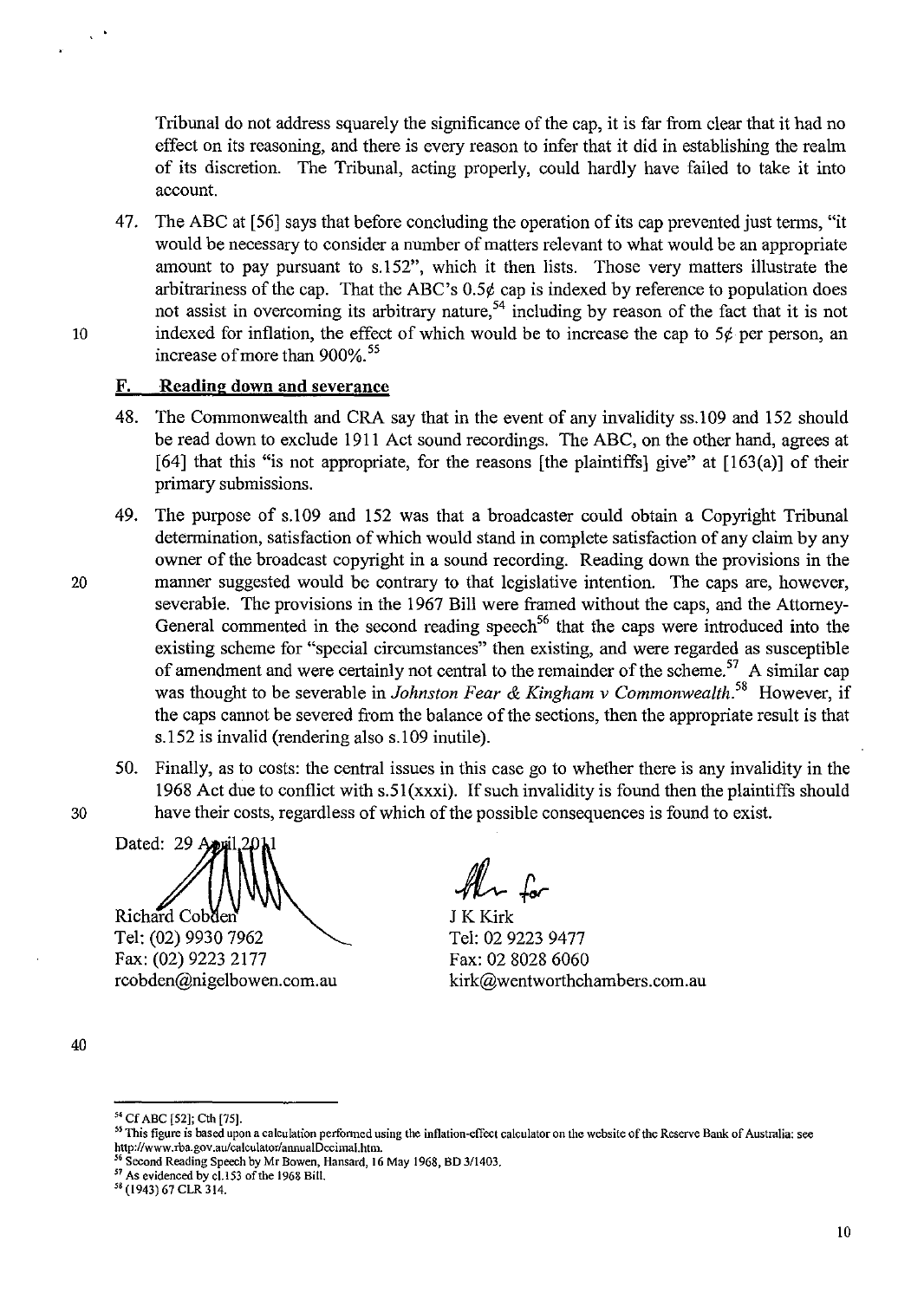Tribunal do not address squarely the significance of the cap, it is far from clear that it had no effect on its reasoning, and there is every reason to infer that it did in establishing the realm of its discretion. The Tribunal, acting properly, could hardly have failed to take it into account.

47. The ABC at [56] says that before concluding the operation of its cap prevented just terms, "it would be necessary to consider a number of matters relevant to what would be an appropriate amount to pay pursuant to s.152", which it then lists. Those very matters illustrate the arbitrariness of the cap. That the ABC's 0.5¢ cap is indexed by reference to population does not assist in overcoming its arbitrary nature,[54] including by reason of the fact that it is not indexed for inflation, the effect of which would be to increase the cap to 5¢ per person, an increase of more than 900%.[55]

## F. Reading down and severance

48. The Commonwealth and CRA say that in the event of any invalidity ss.109 and 152 should be read down to exclude 1911 Act sound recordings. The ABC, on the other hand, agrees at [64] that this "is not appropriate, for the reasons [the plaintiffs] give" at [163(a)] of their primary submissions.

49. The purpose of s.109 and 152 was that a broadcaster could obtain a Copyright Tribunal determination, satisfaction of which would stand in complete satisfaction of any claim by any owner of the broadcast copyright in a sound recording. Reading down the provisions in the manner suggested would be contrary to that legislative intention. The caps are, however, severable. The provisions in the 1967 Bill were framed without the caps, and the Attorney-General commented in the second reading speech[56] that the caps were introduced into the existing scheme for "special circumstances" then existing, and were regarded as susceptible of amendment and were certainly not central to the remainder of the scheme.[57] A similar cap was thought to be severable in *Johnston Fear & Kingham v Commonwealth*.[58] However, if the caps cannot be severed from the balance of the sections, then the appropriate result is that s.152 is invalid (rendering also s.109 inutile).

50. Finally, as to costs: the central issues in this case go to whether there is any invalidity in the 1968 Act due to conflict with s.51(xxxi). If such invalidity is found then the plaintiffs should have their costs, regardless of which of the possible consequences is found to exist.

Dated: 29 April 2011

Richard Cobden
Tel: (02) 9930 7962
Fax: (02) 9223 2177
rcobden@nigelbowen.com.au

J K Kirk
Tel: 02 9223 9477
Fax: 02 8028 6060
kirk@wentworthchambers.com.au

---

[54] Cf ABC [52]; Cth [75].

[55] This figure is based upon a calculation performed using the inflation-effect calculator on the website of the Reserve Bank of Australia: see http://www.rba.gov.au/calculator/annualDecimal.htm.

[56] Second Reading Speech by Mr Bowen, Hansard, 16 May 1968, BD 3/1403.

[57] As evidenced by cl.153 of the 1968 Bill.

[58] (1943) 67 CLR 314.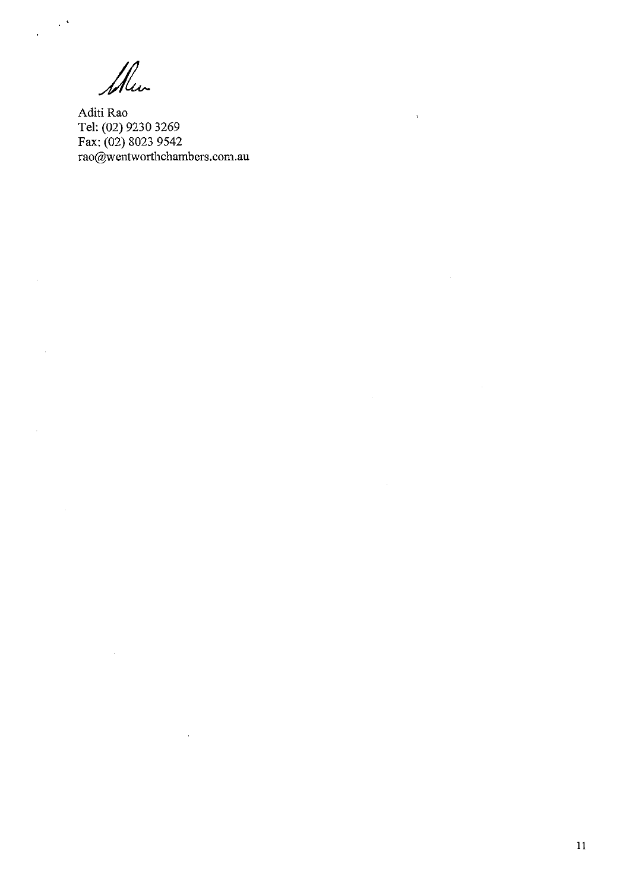Aditi Rao
Tel: (02) 9230 3269
Fax: (02) 8023 9542
rao@wentworthchambers.com.au